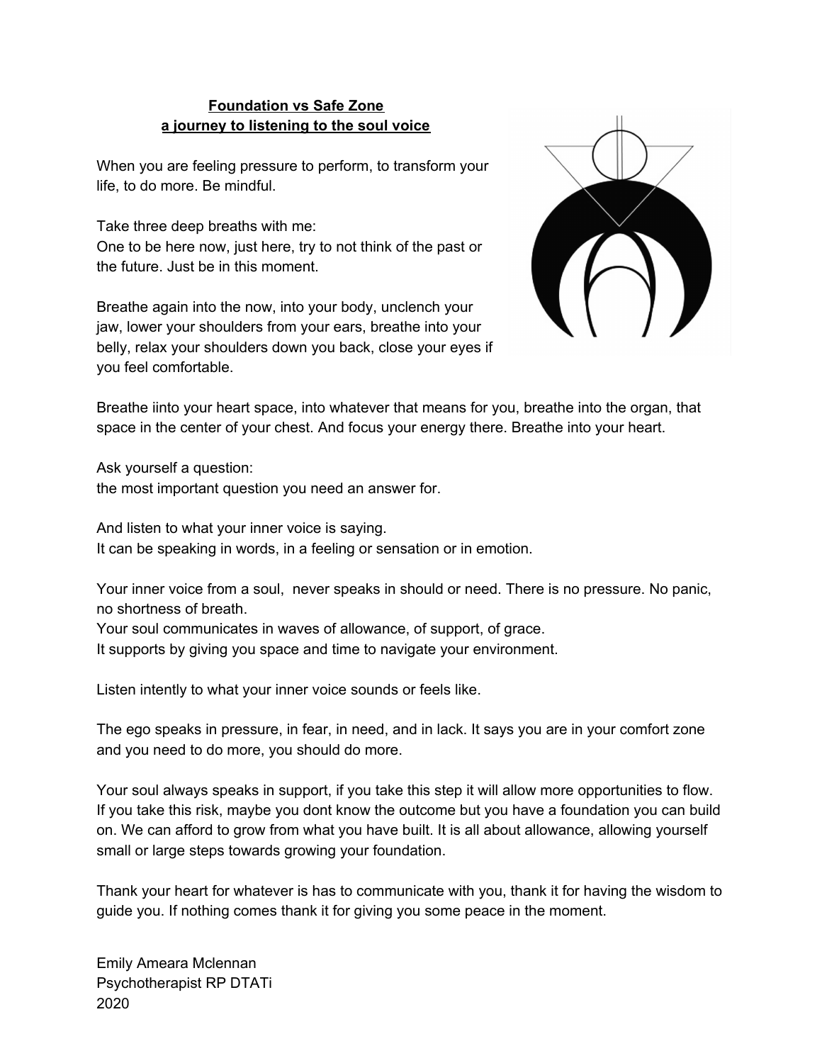**Foundation vs Safe Zone**
**a journey to listening to the soul voice**

When you are feeling pressure to perform, to transform your life, to do more. Be mindful.

Take three deep breaths with me:
One to be here now, just here, try to not think of the past or the future. Just be in this moment.

Breathe again into the now, into your body, unclench your jaw, lower your shoulders from your ears, breathe into your belly, relax your shoulders down you back, close your eyes if you feel comfortable.

Breathe iinto your heart space, into whatever that means for you, breathe into the organ, that space in the center of your chest. And focus your energy there. Breathe into your heart.

Ask yourself a question:
the most important question you need an answer for.

And listen to what your inner voice is saying.
It can be speaking in words, in a feeling or sensation or in emotion.

Your inner voice from a soul, never speaks in should or need. There is no pressure. No panic, no shortness of breath.
Your soul communicates in waves of allowance, of support, of grace.
It supports by giving you space and time to navigate your environment.

Listen intently to what your inner voice sounds or feels like.

The ego speaks in pressure, in fear, in need, and in lack. It says you are in your comfort zone and you need to do more, you should do more.

Your soul always speaks in support, if you take this step it will allow more opportunities to flow. If you take this risk, maybe you dont know the outcome but you have a foundation you can build on. We can afford to grow from what you have built. It is all about allowance, allowing yourself small or large steps towards growing your foundation.

Thank your heart for whatever is has to communicate with you, thank it for having the wisdom to guide you. If nothing comes thank it for giving you some peace in the moment.

Emily Ameara Mclennan
Psychotherapist RP DTATi
2020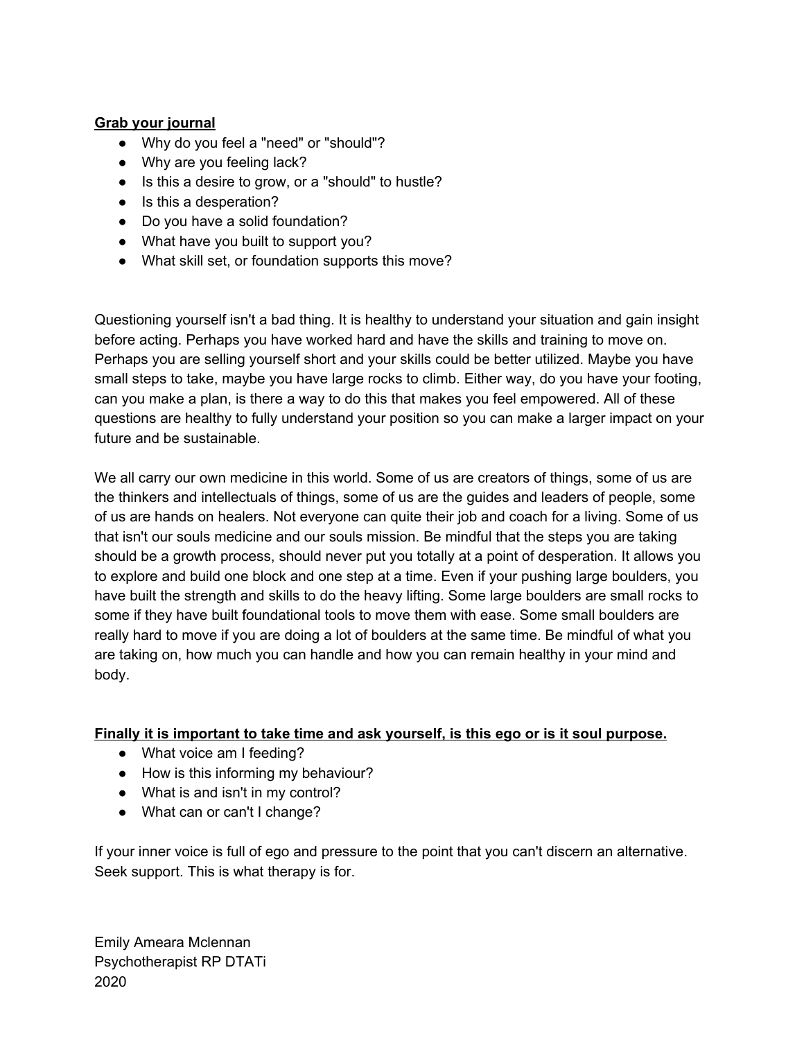**Grab your journal**

- Why do you feel a "need" or "should"?
- Why are you feeling lack?
- Is this a desire to grow, or a "should" to hustle?
- Is this a desperation?
- Do you have a solid foundation?
- What have you built to support you?
- What skill set, or foundation supports this move?

Questioning yourself isn't a bad thing. It is healthy to understand your situation and gain insight before acting. Perhaps you have worked hard and have the skills and training to move on. Perhaps you are selling yourself short and your skills could be better utilized. Maybe you have small steps to take, maybe you have large rocks to climb. Either way, do you have your footing, can you make a plan, is there a way to do this that makes you feel empowered. All of these questions are healthy to fully understand your position so you can make a larger impact on your future and be sustainable.

We all carry our own medicine in this world. Some of us are creators of things, some of us are the thinkers and intellectuals of things, some of us are the guides and leaders of people, some of us are hands on healers. Not everyone can quite their job and coach for a living. Some of us that isn't our souls medicine and our souls mission. Be mindful that the steps you are taking should be a growth process, should never put you totally at a point of desperation. It allows you to explore and build one block and one step at a time. Even if your pushing large boulders, you have built the strength and skills to do the heavy lifting. Some large boulders are small rocks to some if they have built foundational tools to move them with ease. Some small boulders are really hard to move if you are doing a lot of boulders at the same time. Be mindful of what you are taking on, how much you can handle and how you can remain healthy in your mind and body.

**Finally it is important to take time and ask yourself, is this ego or is it soul purpose.**

- What voice am I feeding?
- How is this informing my behaviour?
- What is and isn't in my control?
- What can or can't I change?

If your inner voice is full of ego and pressure to the point that you can't discern an alternative. Seek support. This is what therapy is for.

Emily Ameara Mclennan
Psychotherapist RP DTATi
2020